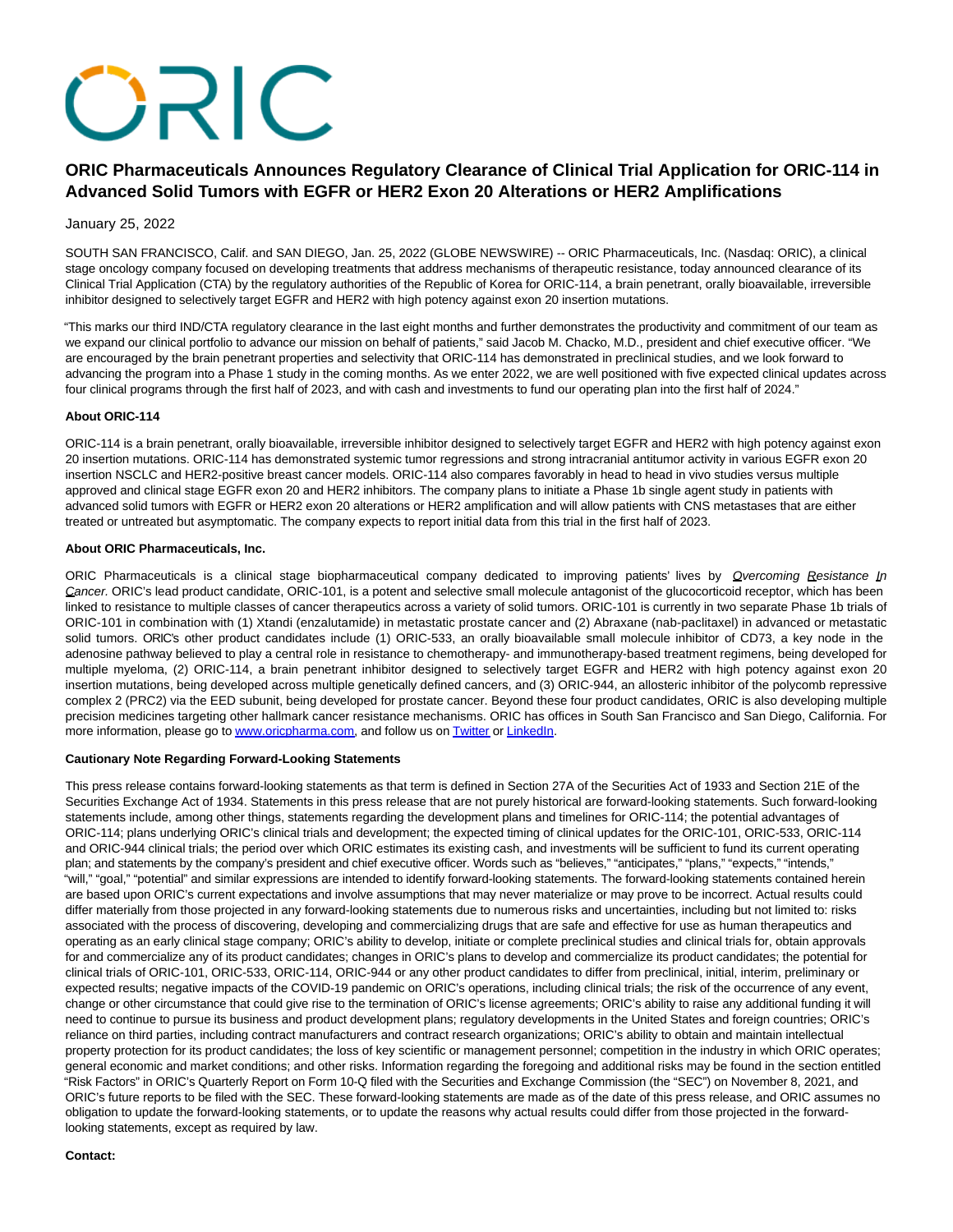# ORIC Pharmaceuticals Announces Regulatory Clearance of Clinical Trial Application for ORIC-114 in Advanced Solid Tumors with EGFR or HER2 Exon 20 Alterations or HER2 Amplifications

January 25, 2022

SOUTH SAN FRANCISCO, Calif. and SAN DIEGO, Jan. 25, 2022 (GLOBE NEWSWIRE) -- ORIC Pharmaceuticals, Inc. (Nasdaq: ORIC), a clinical stage oncology company focused on developing treatments that address mechanisms of therapeutic resistance, today announced clearance of its Clinical Trial Application (CTA) by the regulatory authorities of the Republic of Korea for ORIC-114, a brain penetrant, orally bioavailable, irreversible inhibitor designed to selectively target EGFR and HER2 with high potency against exon 20 insertion mutations.

"This marks our third IND/CTA regulatory clearance in the last eight months and further demonstrates the productivity and commitment of our team as we expand our clinical portfolio to advance our mission on behalf of patients," said Jacob M. Chacko, M.D., president and chief executive officer. "We are encouraged by the brain penetrant properties and selectivity that ORIC-114 has demonstrated in preclinical studies, and we look forward to advancing the program into a Phase 1 study in the coming months. As we enter 2022, we are well positioned with five expected clinical updates across four clinical programs through the first half of 2023, and with cash and investments to fund our operating plan into the first half of 2024."

**About ORIC-114**

ORIC-114 is a brain penetrant, orally bioavailable, irreversible inhibitor designed to selectively target EGFR and HER2 with high potency against exon 20 insertion mutations. ORIC-114 has demonstrated systemic tumor regressions and strong intracranial antitumor activity in various EGFR exon 20 insertion NSCLC and HER2-positive breast cancer models. ORIC-114 also compares favorably in head to head in vivo studies versus multiple approved and clinical stage EGFR exon 20 and HER2 inhibitors. The company plans to initiate a Phase 1b single agent study in patients with advanced solid tumors with EGFR or HER2 exon 20 alterations or HER2 amplification and will allow patients with CNS metastases that are either treated or untreated but asymptomatic. The company expects to report initial data from this trial in the first half of 2023.

**About ORIC Pharmaceuticals, Inc.**

ORIC Pharmaceuticals is a clinical stage biopharmaceutical company dedicated to improving patients' lives by *Overcoming Resistance In Cancer*. ORIC's lead product candidate, ORIC-101, is a potent and selective small molecule antagonist of the glucocorticoid receptor, which has been linked to resistance to multiple classes of cancer therapeutics across a variety of solid tumors. ORIC-101 is currently in two separate Phase 1b trials of ORIC-101 in combination with (1) Xtandi (enzalutamide) in metastatic prostate cancer and (2) Abraxane (nab-paclitaxel) in advanced or metastatic solid tumors. ORIC's other product candidates include (1) ORIC-533, an orally bioavailable small molecule inhibitor of CD73, a key node in the adenosine pathway believed to play a central role in resistance to chemotherapy- and immunotherapy-based treatment regimens, being developed for multiple myeloma, (2) ORIC-114, a brain penetrant inhibitor designed to selectively target EGFR and HER2 with high potency against exon 20 insertion mutations, being developed across multiple genetically defined cancers, and (3) ORIC-944, an allosteric inhibitor of the polycomb repressive complex 2 (PRC2) via the EED subunit, being developed for prostate cancer. Beyond these four product candidates, ORIC is also developing multiple precision medicines targeting other hallmark cancer resistance mechanisms. ORIC has offices in South San Francisco and San Diego, California. For more information, please go to www.oricpharma.com, and follow us on Twitter or LinkedIn.

**Cautionary Note Regarding Forward-Looking Statements**

This press release contains forward-looking statements as that term is defined in Section 27A of the Securities Act of 1933 and Section 21E of the Securities Exchange Act of 1934. Statements in this press release that are not purely historical are forward-looking statements. Such forward-looking statements include, among other things, statements regarding the development plans and timelines for ORIC-114; the potential advantages of ORIC-114; plans underlying ORIC's clinical trials and development; the expected timing of clinical updates for the ORIC-101, ORIC-533, ORIC-114 and ORIC-944 clinical trials; the period over which ORIC estimates its existing cash, and investments will be sufficient to fund its current operating plan; and statements by the company's president and chief executive officer. Words such as "believes," "anticipates," "plans," "expects," "intends," "will," "goal," "potential" and similar expressions are intended to identify forward-looking statements. The forward-looking statements contained herein are based upon ORIC's current expectations and involve assumptions that may never materialize or may prove to be incorrect. Actual results could differ materially from those projected in any forward-looking statements due to numerous risks and uncertainties, including but not limited to: risks associated with the process of discovering, developing and commercializing drugs that are safe and effective for use as human therapeutics and operating as an early clinical stage company; ORIC's ability to develop, initiate or complete preclinical studies and clinical trials for, obtain approvals for and commercialize any of its product candidates; changes in ORIC's plans to develop and commercialize its product candidates; the potential for clinical trials of ORIC-101, ORIC-533, ORIC-114, ORIC-944 or any other product candidates to differ from preclinical, initial, interim, preliminary or expected results; negative impacts of the COVID-19 pandemic on ORIC's operations, including clinical trials; the risk of the occurrence of any event, change or other circumstance that could give rise to the termination of ORIC's license agreements; ORIC's ability to raise any additional funding it will need to continue to pursue its business and product development plans; regulatory developments in the United States and foreign countries; ORIC's reliance on third parties, including contract manufacturers and contract research organizations; ORIC's ability to obtain and maintain intellectual property protection for its product candidates; the loss of key scientific or management personnel; competition in the industry in which ORIC operates; general economic and market conditions; and other risks. Information regarding the foregoing and additional risks may be found in the section entitled "Risk Factors" in ORIC's Quarterly Report on Form 10-Q filed with the Securities and Exchange Commission (the "SEC") on November 8, 2021, and ORIC's future reports to be filed with the SEC. These forward-looking statements are made as of the date of this press release, and ORIC assumes no obligation to update the forward-looking statements, or to update the reasons why actual results could differ from those projected in the forward-looking statements, except as required by law.

**Contact:**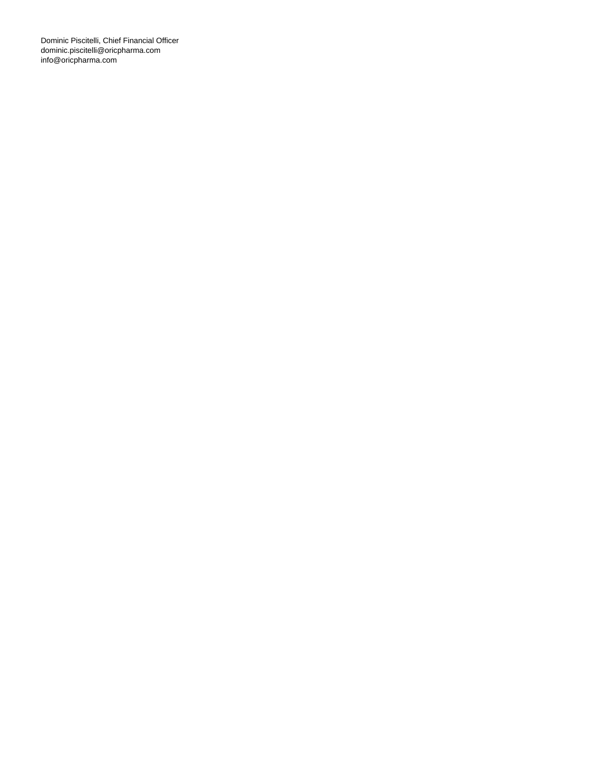Dominic Piscitelli, Chief Financial Officer
dominic.piscitelli@oricpharma.com
info@oricpharma.com